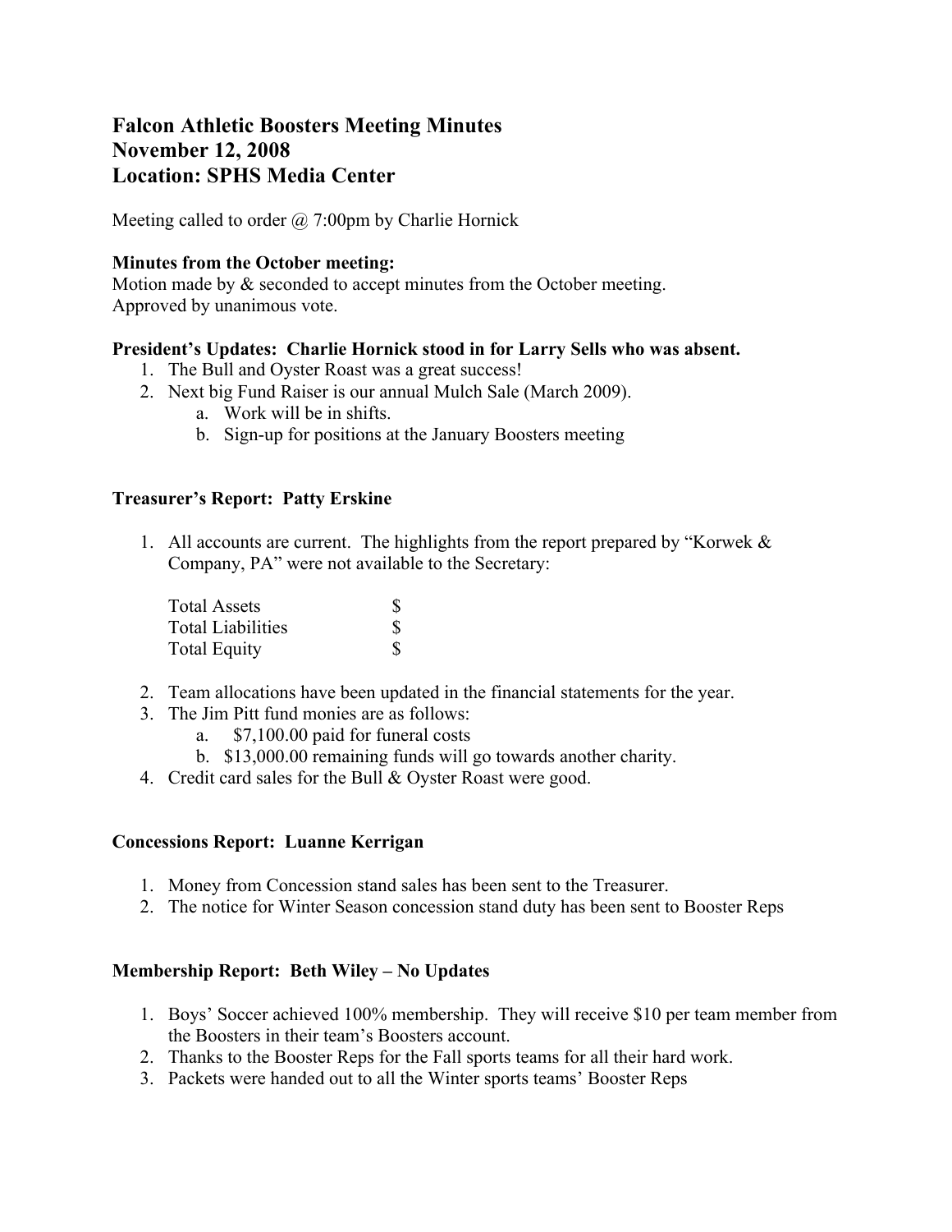# Falcon Athletic Boosters Meeting Minutes
# November 12, 2008
# Location: SPHS Media Center

Meeting called to order @ 7:00pm by Charlie Hornick

**Minutes from the October meeting:**
Motion made by & seconded to accept minutes from the October meeting.
Approved by unanimous vote.

**President's Updates: Charlie Hornick stood in for Larry Sells who was absent.**

1. The Bull and Oyster Roast was a great success!
2. Next big Fund Raiser is our annual Mulch Sale (March 2009).
   a. Work will be in shifts.
   b. Sign-up for positions at the January Boosters meeting

**Treasurer's Report: Patty Erskine**

1. All accounts are current. The highlights from the report prepared by "Korwek & Company, PA" were not available to the Secretary:

   | | |
   |---|---|
   | Total Assets | $ |
   | Total Liabilities | $ |
   | Total Equity | $ |

2. Team allocations have been updated in the financial statements for the year.
3. The Jim Pitt fund monies are as follows:
   a. $7,100.00 paid for funeral costs
   b. $13,000.00 remaining funds will go towards another charity.
4. Credit card sales for the Bull & Oyster Roast were good.

**Concessions Report: Luanne Kerrigan**

1. Money from Concession stand sales has been sent to the Treasurer.
2. The notice for Winter Season concession stand duty has been sent to Booster Reps

**Membership Report: Beth Wiley – No Updates**

1. Boys' Soccer achieved 100% membership. They will receive $10 per team member from the Boosters in their team's Boosters account.
2. Thanks to the Booster Reps for the Fall sports teams for all their hard work.
3. Packets were handed out to all the Winter sports teams' Booster Reps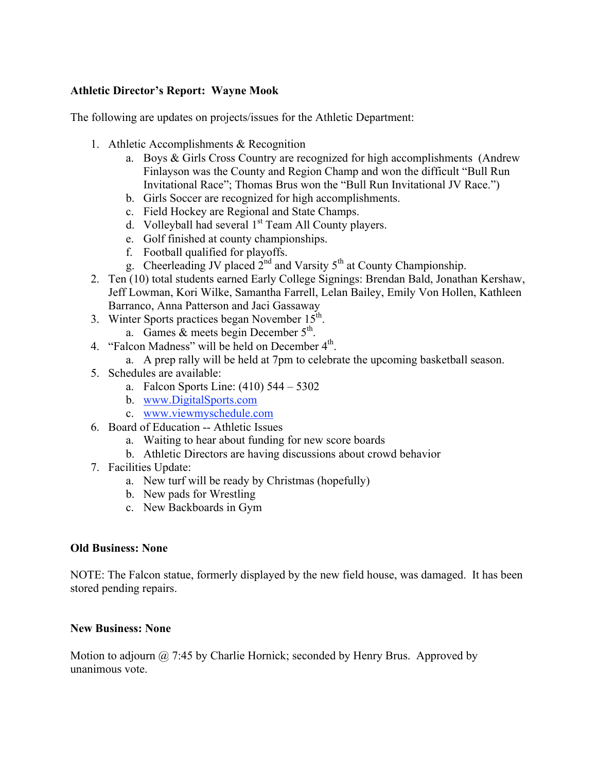**Athletic Director's Report: Wayne Mook**

The following are updates on projects/issues for the Athletic Department:

1. Athletic Accomplishments & Recognition
   a. Boys & Girls Cross Country are recognized for high accomplishments (Andrew Finlayson was the County and Region Champ and won the difficult "Bull Run Invitational Race"; Thomas Brus won the "Bull Run Invitational JV Race.")
   b. Girls Soccer are recognized for high accomplishments.
   c. Field Hockey are Regional and State Champs.
   d. Volleyball had several 1st Team All County players.
   e. Golf finished at county championships.
   f. Football qualified for playoffs.
   g. Cheerleading JV placed 2nd and Varsity 5th at County Championship.
2. Ten (10) total students earned Early College Signings: Brendan Bald, Jonathan Kershaw, Jeff Lowman, Kori Wilke, Samantha Farrell, Lelan Bailey, Emily Von Hollen, Kathleen Barranco, Anna Patterson and Jaci Gassaway
3. Winter Sports practices began November 15th.
   a. Games & meets begin December 5th.
4. "Falcon Madness" will be held on December 4th.
   a. A prep rally will be held at 7pm to celebrate the upcoming basketball season.
5. Schedules are available:
   a. Falcon Sports Line: (410) 544 – 5302
   b. www.DigitalSports.com
   c. www.viewmyschedule.com
6. Board of Education -- Athletic Issues
   a. Waiting to hear about funding for new score boards
   b. Athletic Directors are having discussions about crowd behavior
7. Facilities Update:
   a. New turf will be ready by Christmas (hopefully)
   b. New pads for Wrestling
   c. New Backboards in Gym

**Old Business: None**

NOTE: The Falcon statue, formerly displayed by the new field house, was damaged. It has been stored pending repairs.

**New Business: None**

Motion to adjourn @ 7:45 by Charlie Hornick; seconded by Henry Brus. Approved by unanimous vote.